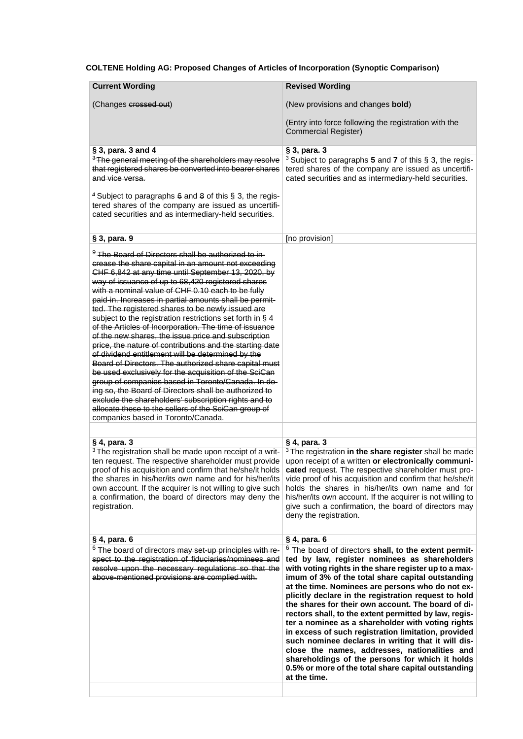**COLTENE Holding AG: Proposed Changes of Articles of Incorporation (Synoptic Comparison)**

| Current Wording<br><br>(Changes ~~crossed out~~) | Revised Wording<br><br>(New provisions and changes **bold**)<br><br>(Entry into force following the registration with the Commercial Register) |
|---|---|
| **§ 3, para. 3 and 4** | **§ 3, para. 3** |
| ~~[3] The general meeting of the shareholders may resolve that registered shares be converted into bearer shares and vice versa.~~<br><br>[4] Subject to paragraphs ~~6~~ and ~~8~~ of this § 3, the registered shares of the company are issued as uncertificated securities and as intermediary-held securities. | [3] Subject to paragraphs **5** and **7** of this § 3, the registered shares of the company are issued as uncertificated securities and as intermediary-held securities. |
| | |
| **§ 3, para. 9** | [no provision] |
| ~~[9] The Board of Directors shall be authorized to increase the share capital in an amount not exceeding CHF 6,842 at any time until September 13, 2020, by way of issuance of up to 68,420 registered shares with a nominal value of CHF 0.10 each to be fully paid-in. Increases in partial amounts shall be permitted. The registered shares to be newly issued are subject to the registration restrictions set forth in § 4 of the Articles of Incorporation. The time of issuance of the new shares, the issue price and subscription price, the nature of contributions and the starting date of dividend entitlement will be determined by the Board of Directors. The authorized share capital must be used exclusively for the acquisition of the SciCan group of companies based in Toronto/Canada. In doing so, the Board of Directors shall be authorized to exclude the shareholders' subscription rights and to allocate these to the sellers of the SciCan group of companies based in Toronto/Canada.~~ | |
| | |
| **§ 4, para. 3** | **§ 4, para. 3** |
| [3] The registration shall be made upon receipt of a written request. The respective shareholder must provide proof of his acquisition and confirm that he/she/it holds the shares in his/her/its own name and for his/her/its own account. If the acquirer is not willing to give such a confirmation, the board of directors may deny the registration. | [3] The registration **in the share register** shall be made upon receipt of a written **or electronically communicated** request. The respective shareholder must provide proof of his acquisition and confirm that he/she/it holds the shares in his/her/its own name and for his/her/its own account. If the acquirer is not willing to give such a confirmation, the board of directors may deny the registration. |
| | |
| **§ 4, para. 6** | **§ 4, para. 6** |
| [6] The board of directors ~~may set-up principles with respect to the registration of fiduciaries/nominees and resolve upon the necessary regulations so that the above-mentioned provisions are complied with.~~ | [6] The board of directors **shall, to the extent permitted by law, register nominees as shareholders with voting rights in the share register up to a maximum of 3% of the total share capital outstanding at the time. Nominees are persons who do not explicitly declare in the registration request to hold the shares for their own account. The board of directors shall, to the extent permitted by law, register a nominee as a shareholder with voting rights in excess of such registration limitation, provided such nominee declares in writing that it will disclose the names, addresses, nationalities and shareholdings of the persons for which it holds 0.5% or more of the total share capital outstanding at the time.** |
| | |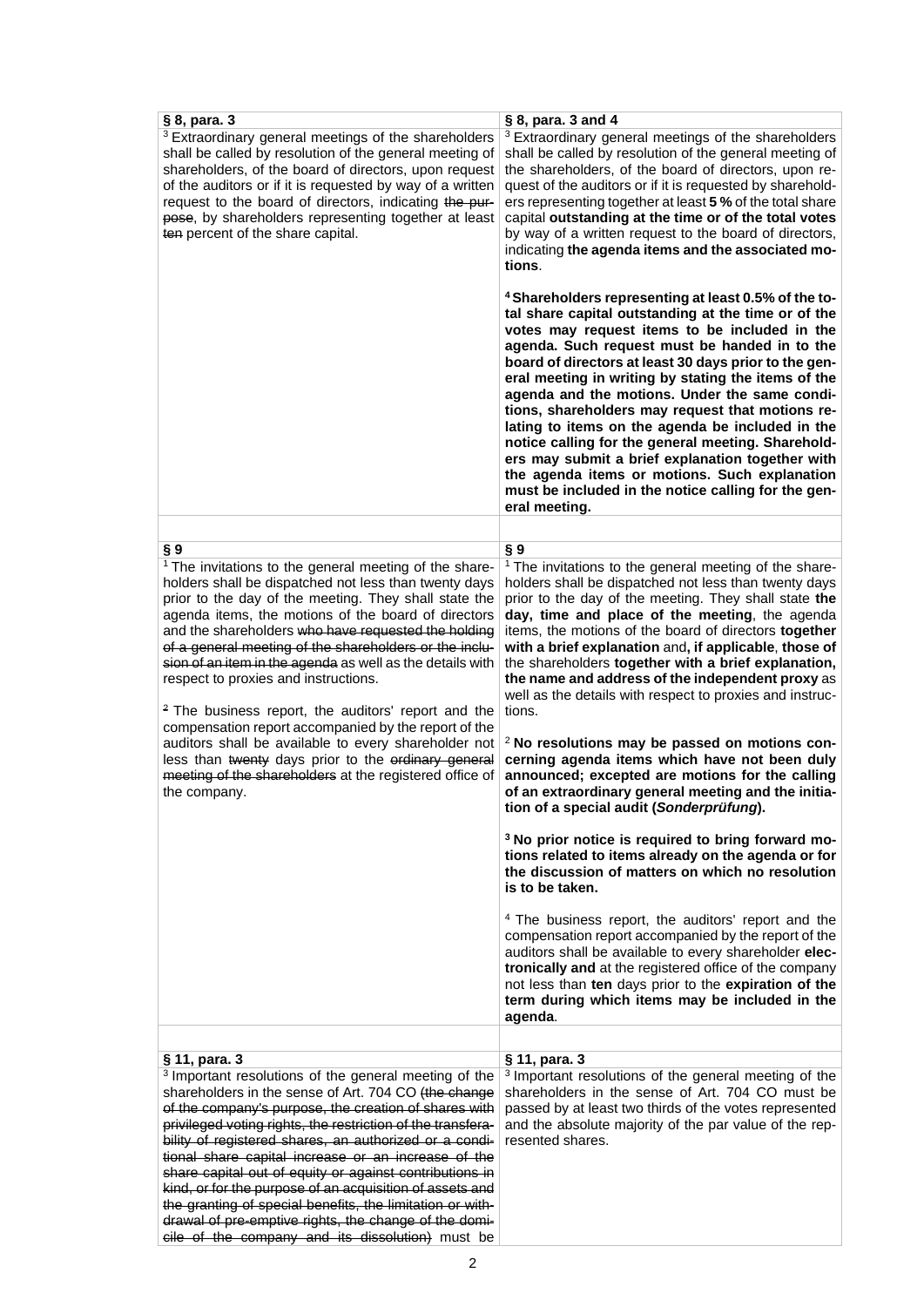| § 8, para. 3 | § 8, para. 3 and 4 |
|---|---|
| [3] Extraordinary general meetings of the shareholders shall be called by resolution of the general meeting of shareholders, of the board of directors, upon request of the auditors or if it is requested by way of a written request to the board of directors, indicating ~~the purpose~~, by shareholders representing together at least ~~ten~~ percent of the share capital. | [3] Extraordinary general meetings of the shareholders shall be called by resolution of the general meeting of the shareholders, of the board of directors, upon request of the auditors or if it is requested by shareholders representing together at least **5 %** of the total share capital **outstanding at the time or of the total votes** by way of a written request to the board of directors, indicating **the agenda items and the associated motions**.<br><br>**[4] Shareholders representing at least 0.5% of the total share capital outstanding at the time or of the votes may request items to be included in the agenda. Such request must be handed in to the board of directors at least 30 days prior to the general meeting in writing by stating the items of the agenda and the motions. Under the same conditions, shareholders may request that motions relating to items on the agenda be included in the notice calling for the general meeting. Shareholders may submit a brief explanation together with the agenda items or motions. Such explanation must be included in the notice calling for the general meeting.** |
| | |
| **§ 9** | **§ 9** |
| [1] The invitations to the general meeting of the shareholders shall be dispatched not less than twenty days prior to the day of the meeting. They shall state the agenda items, the motions of the board of directors and the shareholders ~~who have requested the holding of a general meeting of the shareholders or the inclusion of an item in the agenda~~ as well as the details with respect to proxies and instructions.<br><br>~~[2]~~ The business report, the auditors' report and the compensation report accompanied by the report of the auditors shall be available to every shareholder not less than ~~twenty~~ days prior to the ~~ordinary general meeting of the shareholders~~ at the registered office of the company. | [1] The invitations to the general meeting of the shareholders shall be dispatched not less than twenty days prior to the day of the meeting. They shall state **the day, time and place of the meeting**, the agenda items, the motions of the board of directors **together with a brief explanation** and**, if applicable**, **those of** the shareholders **together with a brief explanation, the name and address of the independent proxy** as well as the details with respect to proxies and instructions.<br><br>[2] **No resolutions may be passed on motions concerning agenda items which have not been duly announced; excepted are motions for the calling of an extraordinary general meeting and the initiation of a special audit (*Sonderprüfung*).**<br><br>**[3] No prior notice is required to bring forward motions related to items already on the agenda or for the discussion of matters on which no resolution is to be taken.**<br><br>[4] The business report, the auditors' report and the compensation report accompanied by the report of the auditors shall be available to every shareholder **electronically and** at the registered office of the company not less than **ten** days prior to the **expiration of the term during which items may be included in the agenda**. |
| | |
| **§ 11, para. 3** | **§ 11, para. 3** |
| [3] Important resolutions of the general meeting of the shareholders in the sense of Art. 704 CO ~~(the change of the company's purpose, the creation of shares with privileged voting rights, the restriction of the transferability of registered shares, an authorized or a conditional share capital increase or an increase of the share capital out of equity or against contributions in kind, or for the purpose of an acquisition of assets and the granting of special benefits, the limitation or withdrawal of pre-emptive rights, the change of the domicile of the company and its dissolution)~~ must be | [3] Important resolutions of the general meeting of the shareholders in the sense of Art. 704 CO must be passed by at least two thirds of the votes represented and the absolute majority of the par value of the represented shares. |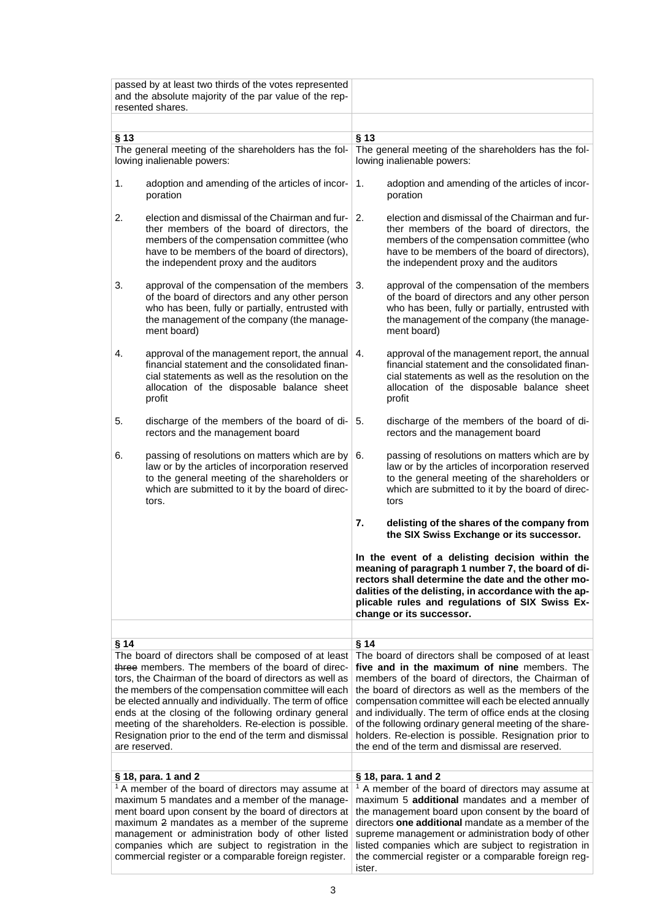| | |
|---|---|
| passed by at least two thirds of the votes represented and the absolute majority of the par value of the represented shares. | |
| | |
| **§ 13** | **§ 13** |
| The general meeting of the shareholders has the following inalienable powers:<br><br>1. adoption and amending of the articles of incorporation<br><br>2. election and dismissal of the Chairman and further members of the board of directors, the members of the compensation committee (who have to be members of the board of directors), the independent proxy and the auditors<br><br>3. approval of the compensation of the members of the board of directors and any other person who has been, fully or partially, entrusted with the management of the company (the management board)<br><br>4. approval of the management report, the annual financial statement and the consolidated financial statements as well as the resolution on the allocation of the disposable balance sheet profit<br><br>5. discharge of the members of the board of directors and the management board<br><br>6. passing of resolutions on matters which are by law or by the articles of incorporation reserved to the general meeting of the shareholders or which are submitted to it by the board of directors. | The general meeting of the shareholders has the following inalienable powers:<br><br>1. adoption and amending of the articles of incorporation<br><br>2. election and dismissal of the Chairman and further members of the board of directors, the members of the compensation committee (who have to be members of the board of directors), the independent proxy and the auditors<br><br>3. approval of the compensation of the members of the board of directors and any other person who has been, fully or partially, entrusted with the management of the company (the management board)<br><br>4. approval of the management report, the annual financial statement and the consolidated financial statements as well as the resolution on the allocation of the disposable balance sheet profit<br><br>5. discharge of the members of the board of directors and the management board<br><br>6. passing of resolutions on matters which are by law or by the articles of incorporation reserved to the general meeting of the shareholders or which are submitted to it by the board of directors<br><br>**7. delisting of the shares of the company from the SIX Swiss Exchange or its successor.**<br><br>**In the event of a delisting decision within the meaning of paragraph 1 number 7, the board of directors shall determine the date and the other modalities of the delisting, in accordance with the applicable rules and regulations of SIX Swiss Exchange or its successor.** |
| | |
| **§ 14** | **§ 14** |
| The board of directors shall be composed of at least ~~three~~ members. The members of the board of directors, the Chairman of the board of directors as well as the members of the compensation committee will each be elected annually and individually. The term of office ends at the closing of the following ordinary general meeting of the shareholders. Re-election is possible. Resignation prior to the end of the term and dismissal are reserved. | The board of directors shall be composed of at least **five and in the maximum of nine** members. The members of the board of directors, the Chairman of the board of directors as well as the members of the compensation committee will each be elected annually and individually. The term of office ends at the closing of the following ordinary general meeting of the shareholders. Re-election is possible. Resignation prior to the end of the term and dismissal are reserved. |
| | |
| **§ 18, para. 1 and 2** | **§ 18, para. 1 and 2** |
| [1] A member of the board of directors may assume at maximum 5 mandates and a member of the management board upon consent by the board of directors at maximum ~~2~~ mandates as a member of the supreme management or administration body of other listed companies which are subject to registration in the commercial register or a comparable foreign register. | [1] A member of the board of directors may assume at maximum 5 **additional** mandates and a member of the management board upon consent by the board of directors **one additional** mandate as a member of the supreme management or administration body of other listed companies which are subject to registration in the commercial register or a comparable foreign register. |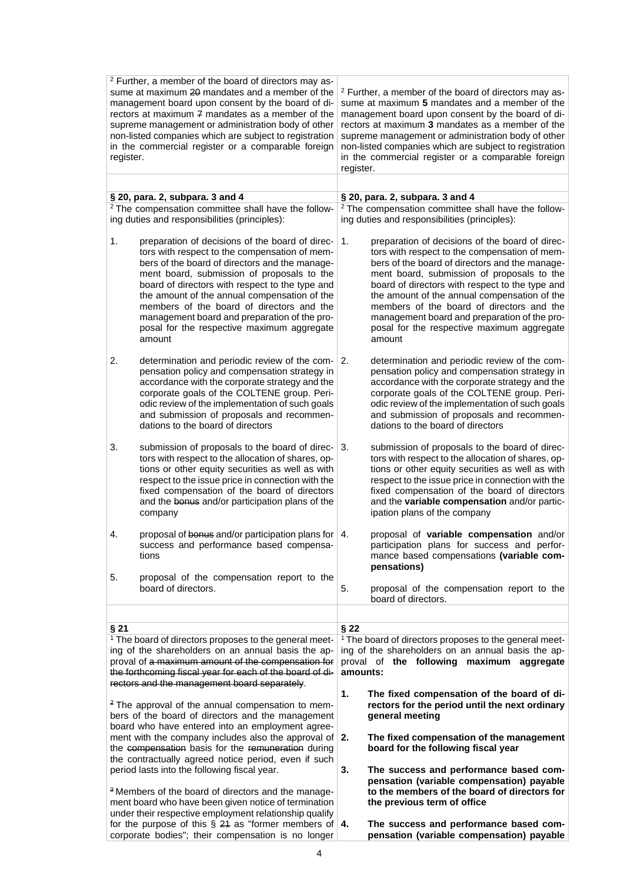| | |
|---|---|
| [2] Further, a member of the board of directors may assume at maximum ~~20~~ mandates and a member of the management board upon consent by the board of directors at maximum ~~7~~ mandates as a member of the supreme management or administration body of other non-listed companies which are subject to registration in the commercial register or a comparable foreign register. | [2] Further, a member of the board of directors may assume at maximum **5** mandates and a member of the management board upon consent by the board of directors at maximum **3** mandates as a member of the supreme management or administration body of other non-listed companies which are subject to registration in the commercial register or a comparable foreign register. |
| | |
| **§ 20, para. 2, subpara. 3 and 4** | **§ 20, para. 2, subpara. 3 and 4** |
| [2] The compensation committee shall have the following duties and responsibilities (principles):<br><br>1. preparation of decisions of the board of directors with respect to the compensation of members of the board of directors and the management board, submission of proposals to the board of directors with respect to the type and the amount of the annual compensation of the members of the board of directors and the management board and preparation of the proposal for the respective maximum aggregate amount<br><br>2. determination and periodic review of the compensation policy and compensation strategy in accordance with the corporate strategy and the corporate goals of the COLTENE group. Periodic review of the implementation of such goals and submission of proposals and recommendations to the board of directors<br><br>3. submission of proposals to the board of directors with respect to the allocation of shares, options or other equity securities as well as with respect to the issue price in connection with the fixed compensation of the board of directors and the ~~bonus~~ and/or participation plans of the company<br><br>4. proposal of ~~bonus~~ and/or participation plans for success and performance based compensations<br><br>5. proposal of the compensation report to the board of directors. | [2] The compensation committee shall have the following duties and responsibilities (principles):<br><br>1. preparation of decisions of the board of directors with respect to the compensation of members of the board of directors and the management board, submission of proposals to the board of directors with respect to the type and the amount of the annual compensation of the members of the board of directors and the management board and preparation of the proposal for the respective maximum aggregate amount<br><br>2. determination and periodic review of the compensation policy and compensation strategy in accordance with the corporate strategy and the corporate goals of the COLTENE group. Periodic review of the implementation of such goals and submission of proposals and recommendations to the board of directors<br><br>3. submission of proposals to the board of directors with respect to the allocation of shares, options or other equity securities as well as with respect to the issue price in connection with the fixed compensation of the board of directors and the **variable compensation** and/or participation plans of the company<br><br>4. proposal of **variable compensation** and/or participation plans for success and performance based compensations **(variable compensations)**<br><br>5. proposal of the compensation report to the board of directors. |
| | |
| **§ 21** | **§ 22** |
| [1] The board of directors proposes to the general meeting of the shareholders on an annual basis the approval of ~~a maximum amount of the compensation for the forthcoming fiscal year for each of the board of directors and the management board separately~~.<br><br>[~~2~~] The approval of the annual compensation to members of the board of directors and the management board who have entered into an employment agreement with the company includes also the approval of the ~~compensation~~ basis for the ~~remuneration~~ during the contractually agreed notice period, even if such period lasts into the following fiscal year.<br><br>[~~3~~] Members of the board of directors and the management board who have been given notice of termination under their respective employment relationship qualify for the purpose of this § ~~21~~ as "former members of corporate bodies"; their compensation is no longer | [1] The board of directors proposes to the general meeting of the shareholders on an annual basis the approval of **the following maximum aggregate amounts:**<br><br>**1. The fixed compensation of the board of directors for the period until the next ordinary general meeting**<br><br>**2. The fixed compensation of the management board for the following fiscal year**<br><br>**3. The success and performance based compensation (variable compensation) payable to the members of the board of directors for the previous term of office**<br><br>**4. The success and performance based compensation (variable compensation) payable** |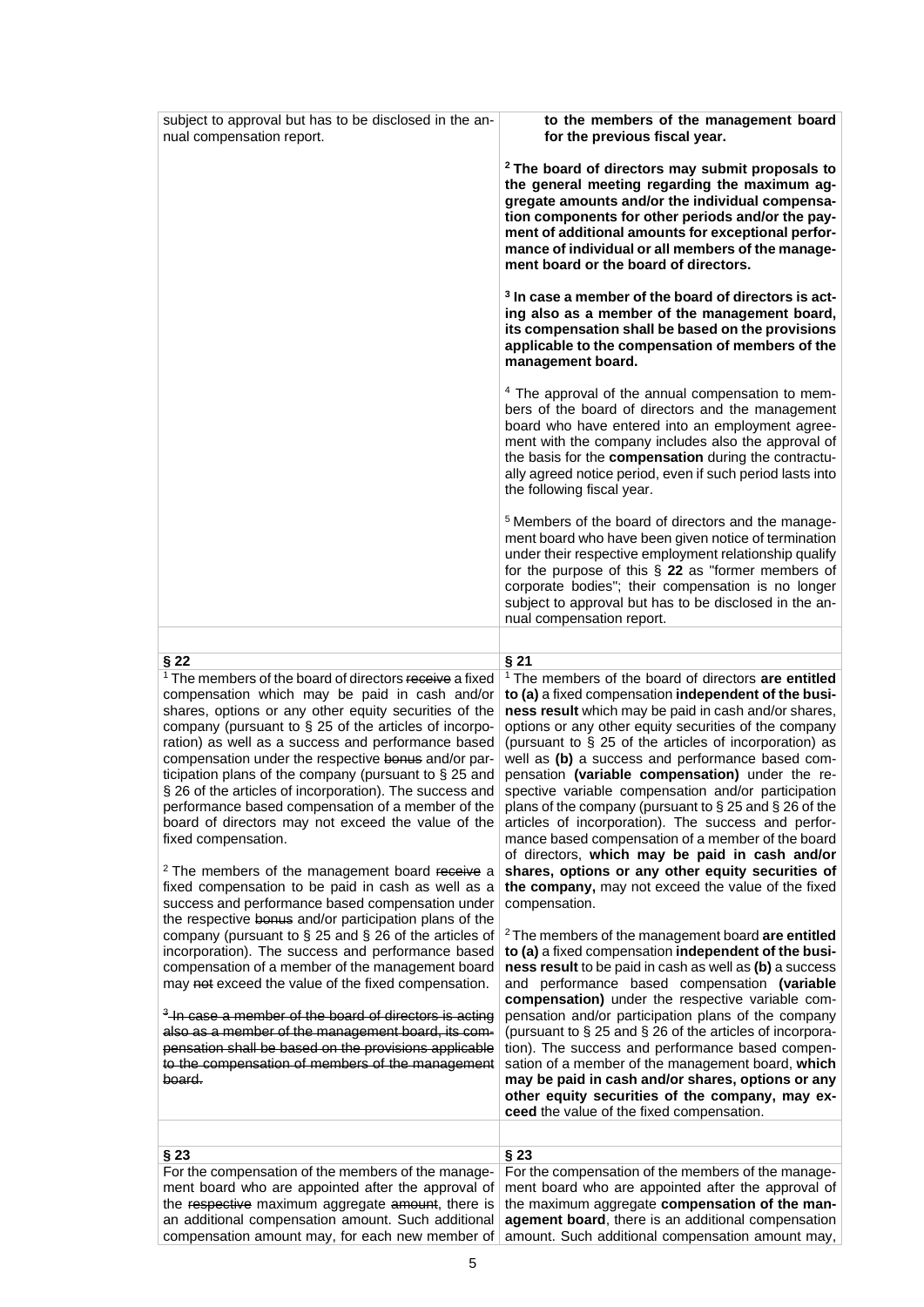| | |
|---|---|
| subject to approval but has to be disclosed in the annual compensation report. | **to the members of the management board for the previous fiscal year.**<br><br>**[2] The board of directors may submit proposals to the general meeting regarding the maximum aggregate amounts and/or the individual compensation components for other periods and/or the payment of additional amounts for exceptional performance of individual or all members of the management board or the board of directors.**<br><br>**[3] In case a member of the board of directors is acting also as a member of the management board, its compensation shall be based on the provisions applicable to the compensation of members of the management board.**<br><br>[4] The approval of the annual compensation to members of the board of directors and the management board who have entered into an employment agreement with the company includes also the approval of the basis for the **compensation** during the contractually agreed notice period, even if such period lasts into the following fiscal year.<br><br>[5] Members of the board of directors and the management board who have been given notice of termination under their respective employment relationship qualify for the purpose of this § **22** as "former members of corporate bodies"; their compensation is no longer subject to approval but has to be disclosed in the annual compensation report. |
| | |
| **§ 22** | **§ 21** |
| [1] The members of the board of directors ~~receive~~ a fixed compensation which may be paid in cash and/or shares, options or any other equity securities of the company (pursuant to § 25 of the articles of incorporation) as well as a success and performance based compensation under the respective ~~bonus~~ and/or participation plans of the company (pursuant to § 25 and § 26 of the articles of incorporation). The success and performance based compensation of a member of the board of directors may not exceed the value of the fixed compensation.<br><br>[2] The members of the management board ~~receive~~ a fixed compensation to be paid in cash as well as a success and performance based compensation under the respective ~~bonus~~ and/or participation plans of the company (pursuant to § 25 and § 26 of the articles of incorporation). The success and performance based compensation of a member of the management board may ~~not~~ exceed the value of the fixed compensation.<br><br>~~[3] In case a member of the board of directors is acting also as a member of the management board, its compensation shall be based on the provisions applicable to the compensation of members of the management board.~~ | [1] The members of the board of directors **are entitled to (a)** a fixed compensation **independent of the business result** which may be paid in cash and/or shares, options or any other equity securities of the company (pursuant to § 25 of the articles of incorporation) as well as **(b)** a success and performance based compensation **(variable compensation)** under the respective variable compensation and/or participation plans of the company (pursuant to § 25 and § 26 of the articles of incorporation). The success and performance based compensation of a member of the board of directors, **which may be paid in cash and/or shares, options or any other equity securities of the company,** may not exceed the value of the fixed compensation.<br><br>[2] The members of the management board **are entitled to (a)** a fixed compensation **independent of the business result** to be paid in cash as well as **(b)** a success and performance based compensation **(variable compensation)** under the respective variable compensation and/or participation plans of the company (pursuant to § 25 and § 26 of the articles of incorporation). The success and performance based compensation of a member of the management board, **which may be paid in cash and/or shares, options or any other equity securities of the company, may exceed** the value of the fixed compensation. |
| | |
| **§ 23** | **§ 23** |
| For the compensation of the members of the management board who are appointed after the approval of the ~~respective~~ maximum aggregate ~~amount~~, there is an additional compensation amount. Such additional compensation amount may, for each new member of | For the compensation of the members of the management board who are appointed after the approval of the maximum aggregate **compensation of the management board**, there is an additional compensation amount. Such additional compensation amount may, |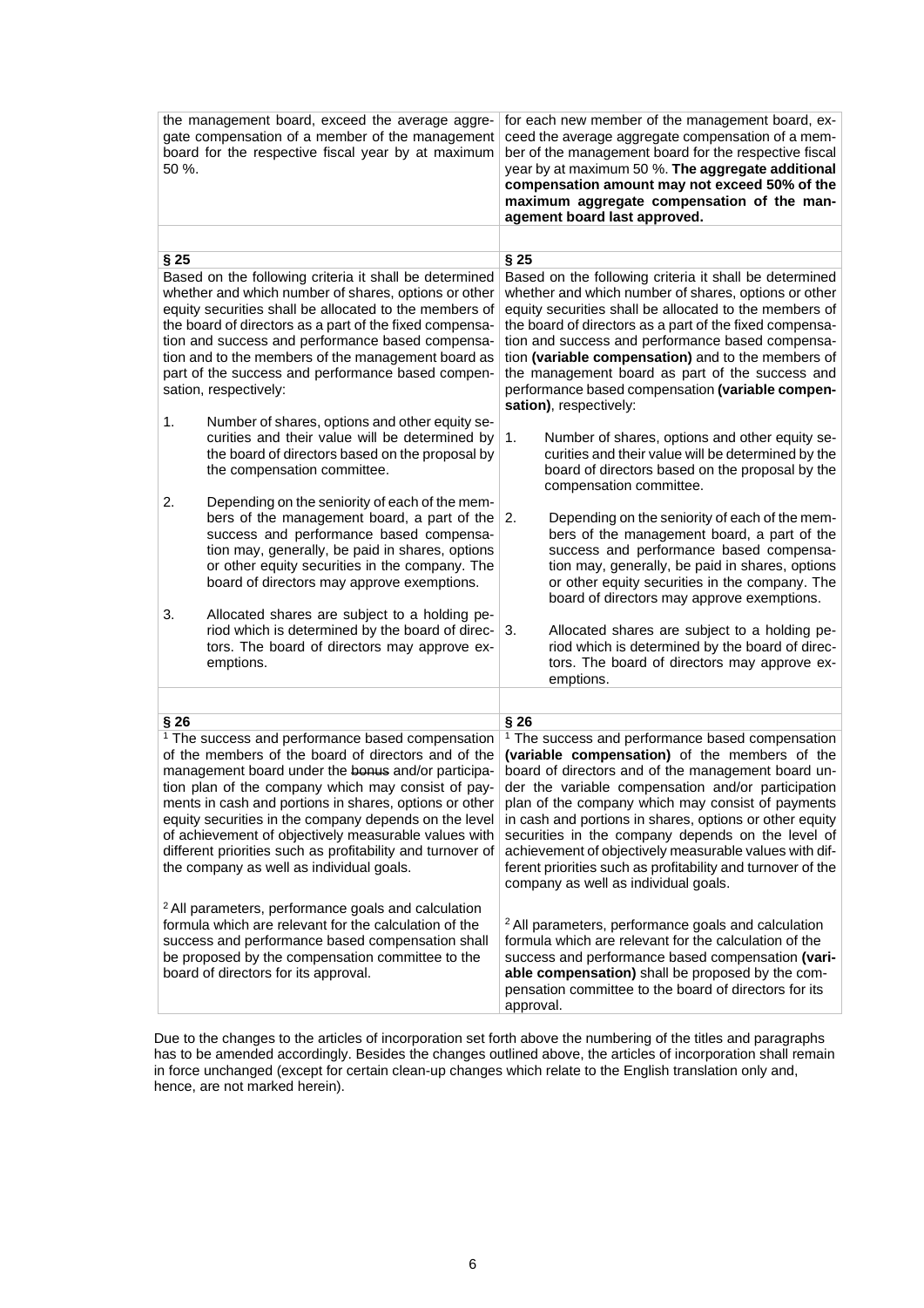| | |
|---|---|
| the management board, exceed the average aggregate compensation of a member of the management board for the respective fiscal year by at maximum 50 %. | for each new member of the management board, exceed the average aggregate compensation of a member of the management board for the respective fiscal year by at maximum 50 %. **The aggregate additional compensation amount may not exceed 50% of the maximum aggregate compensation of the management board last approved.** |
| | |
| **§ 25** | **§ 25** |
| Based on the following criteria it shall be determined whether and which number of shares, options or other equity securities shall be allocated to the members of the board of directors as a part of the fixed compensation and success and performance based compensation and to the members of the management board as part of the success and performance based compensation, respectively:<br><br>1. Number of shares, options and other equity securities and their value will be determined by the board of directors based on the proposal by the compensation committee.<br><br>2. Depending on the seniority of each of the members of the management board, a part of the success and performance based compensation may, generally, be paid in shares, options or other equity securities in the company. The board of directors may approve exemptions.<br><br>3. Allocated shares are subject to a holding period which is determined by the board of directors. The board of directors may approve exemptions. | Based on the following criteria it shall be determined whether and which number of shares, options or other equity securities shall be allocated to the members of the board of directors as a part of the fixed compensation and success and performance based compensation **(variable compensation)** and to the members of the management board as part of the success and performance based compensation **(variable compensation)**, respectively:<br><br>1. Number of shares, options and other equity securities and their value will be determined by the board of directors based on the proposal by the compensation committee.<br><br>2. Depending on the seniority of each of the members of the management board, a part of the success and performance based compensation may, generally, be paid in shares, options or other equity securities in the company. The board of directors may approve exemptions.<br><br>3. Allocated shares are subject to a holding period which is determined by the board of directors. The board of directors may approve exemptions. |
| | |
| **§ 26** | **§ 26** |
| [1] The success and performance based compensation of the members of the board of directors and of the management board under the ~~bonus~~ and/or participation plan of the company which may consist of payments in cash and portions in shares, options or other equity securities in the company depends on the level of achievement of objectively measurable values with different priorities such as profitability and turnover of the company as well as individual goals.<br><br>[2] All parameters, performance goals and calculation formula which are relevant for the calculation of the success and performance based compensation shall be proposed by the compensation committee to the board of directors for its approval. | [1] The success and performance based compensation **(variable compensation)** of the members of the board of directors and of the management board under the variable compensation and/or participation plan of the company which may consist of payments in cash and portions in shares, options or other equity securities in the company depends on the level of achievement of objectively measurable values with different priorities such as profitability and turnover of the company as well as individual goals.<br><br>[2] All parameters, performance goals and calculation formula which are relevant for the calculation of the success and performance based compensation **(variable compensation)** shall be proposed by the compensation committee to the board of directors for its approval. |

Due to the changes to the articles of incorporation set forth above the numbering of the titles and paragraphs has to be amended accordingly. Besides the changes outlined above, the articles of incorporation shall remain in force unchanged (except for certain clean-up changes which relate to the English translation only and, hence, are not marked herein).